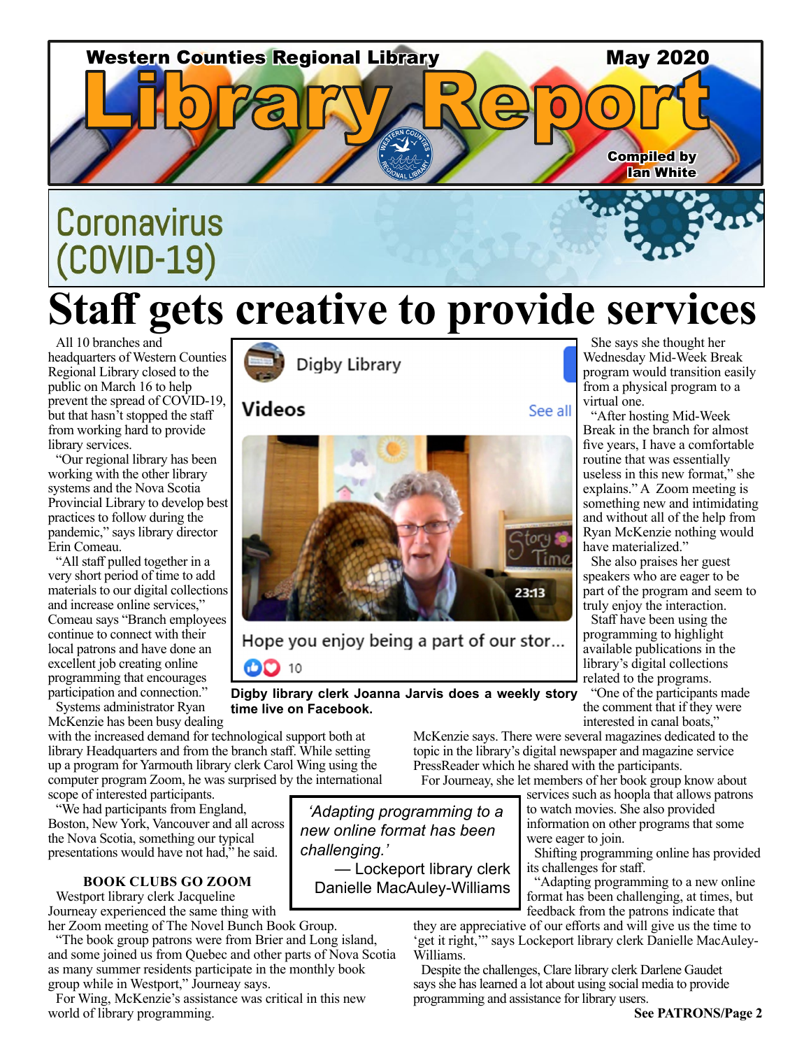Western Counties Regional Library — May 2020

# Library Report

Compiled by Ian White

## Coronavirus (COVID-19)

# Staff gets creative to provide services

All 10 branches and headquarters of Western Counties Regional Library closed to the public on March 16 to help prevent the spread of COVID-19, but that hasn't stopped the staff from working hard to provide library services.

"Our regional library has been working with the other library systems and the Nova Scotia Provincial Library to develop best practices to follow during the pandemic," says library director Erin Comeau.

"All staff pulled together in a very short period of time to add materials to our digital collections and increase online services," Comeau says "Branch employees continue to connect with their local patrons and have done an excellent job creating online programming that encourages participation and connection."

Systems administrator Ryan McKenzie has been busy dealing with the increased demand for technological support both at library Headquarters and from the branch staff. While setting up a program for Yarmouth library clerk Carol Wing using the computer program Zoom, he was surprised by the international scope of interested participants.

"We had participants from England, Boston, New York, Vancouver and all across the Nova Scotia, something our typical presentations would have not had," he said.

**Digby library clerk Joanna Jarvis does a weekly story time live on Facebook.**

### BOOK CLUBS GO ZOOM

Westport library clerk Jacqueline Journeay experienced the same thing with her Zoom meeting of The Novel Bunch Book Group.

"The book group patrons were from Brier and Long island, and some joined us from Quebec and other parts of Nova Scotia as many summer residents participate in the monthly book group while in Westport," Journeay says.

For Wing, McKenzie's assistance was critical in this new world of library programming.

She says she thought her Wednesday Mid-Week Break program would transition easily from a physical program to a virtual one.

"After hosting Mid-Week Break in the branch for almost five years, I have a comfortable routine that was essentially useless in this new format," she explains." A Zoom meeting is something new and intimidating and without all of the help from Ryan McKenzie nothing would have materialized."

She also praises her guest speakers who are eager to be part of the program and seem to truly enjoy the interaction.

Staff have been using the programming to highlight available publications in the library's digital collections related to the programs.

"One of the participants made the comment that if they were interested in canal boats," McKenzie says. There were several magazines dedicated to the topic in the library's digital newspaper and magazine service PressReader which he shared with the participants.

For Journeay, she let members of her book group know about services such as hoopla that allows patrons to watch movies. She also provided information on other programs that some were eager to join.

> *'Adapting programming to a new online format has been challenging.'*
> — Lockeport library clerk Danielle MacAuley-Williams

Shifting programming online has provided its challenges for staff.

"Adapting programming to a new online format has been challenging, at times, but feedback from the patrons indicate that they are appreciative of our efforts and will give us the time to 'get it right,'" says Lockeport library clerk Danielle MacAuley-Williams.

Despite the challenges, Clare library clerk Darlene Gaudet says she has learned a lot about using social media to provide programming and assistance for library users.

**See PATRONS/Page 2**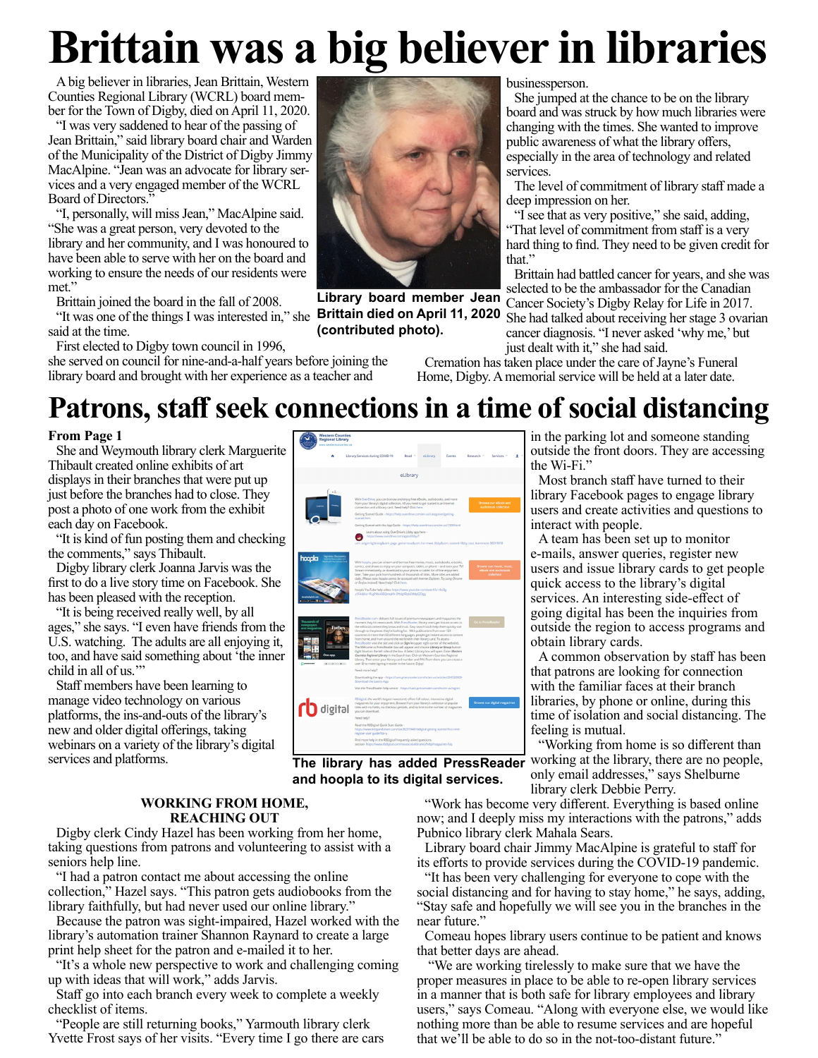# Brittain was a big believer in libraries

A big believer in libraries, Jean Brittain, Western Counties Regional Library (WCRL) board member for the Town of Digby, died on April 11, 2020.

"I was very saddened to hear of the passing of Jean Brittain," said library board chair and Warden of the Municipality of the District of Digby Jimmy MacAlpine. "Jean was an advocate for library services and a very engaged member of the WCRL Board of Directors."

"I, personally, will miss Jean," MacAlpine said. "She was a great person, very devoted to the library and her community, and I was honoured to have been able to serve with her on the board and working to ensure the needs of our residents were met."

Brittain joined the board in the fall of 2008.

"It was one of the things I was interested in," she said at the time.

First elected to Digby town council in 1996, she served on council for nine-and-a-half years before joining the library board and brought with her experience as a teacher and businessperson.

**Library board member Jean Brittain died on April 11, 2020 (contributed photo).**

She jumped at the chance to be on the library board and was struck by how much libraries were changing with the times. She wanted to improve public awareness of what the library offers, especially in the area of technology and related services.

The level of commitment of library staff made a deep impression on her.

"I see that as very positive," she said, adding, "That level of commitment from staff is a very hard thing to find. They need to be given credit for that."

Brittain had battled cancer for years, and she was selected to be the ambassador for the Canadian Cancer Society's Digby Relay for Life in 2017. She had talked about receiving her stage 3 ovarian cancer diagnosis. "I never asked 'why me,' but just dealt with it," she had said.

Cremation has taken place under the care of Jayne's Funeral Home, Digby. A memorial service will be held at a later date.

# Patrons, staff seek connections in a time of social distancing

**From Page 1**

She and Weymouth library clerk Marguerite Thibault created online exhibits of art displays in their branches that were put up just before the branches had to close. They post a photo of one work from the exhibit each day on Facebook.

"It is kind of fun posting them and checking the comments," says Thibault.

Digby library clerk Joanna Jarvis was the first to do a live story time on Facebook. She has been pleased with the reception.

"It is being received really well, by all ages," she says. "I even have friends from the U.S. watching. The adults are all enjoying it, too, and have said something about 'the inner child in all of us.'"

Staff members have been learning to manage video technology on various platforms, the ins-and-outs of the library's new and older digital offerings, taking webinars on a variety of the library's digital services and platforms.

**The library has added PressReader and hoopla to its digital services.**

## WORKING FROM HOME, REACHING OUT

Digby clerk Cindy Hazel has been working from her home, taking questions from patrons and volunteering to assist with a seniors help line.

"I had a patron contact me about accessing the online collection," Hazel says. "This patron gets audiobooks from the library faithfully, but had never used our online library."

Because the patron was sight-impaired, Hazel worked with the library's automation trainer Shannon Raynard to create a large print help sheet for the patron and e-mailed it to her.

"It's a whole new perspective to work and challenging coming up with ideas that will work," adds Jarvis.

Staff go into each branch every week to complete a weekly checklist of items.

"People are still returning books," Yarmouth library clerk Yvette Frost says of her visits. "Every time I go there are cars in the parking lot and someone standing outside the front doors. They are accessing the Wi-Fi."

Most branch staff have turned to their library Facebook pages to engage library users and create activities and questions to interact with people.

A team has been set up to monitor e-mails, answer queries, register new users and issue library cards to get people quick access to the library's digital services. An interesting side-effect of going digital has been the inquiries from outside the region to access programs and obtain library cards.

A common observation by staff has been that patrons are looking for connection with the familiar faces at their branch libraries, by phone or online, during this time of isolation and social distancing. The feeling is mutual.

"Working from home is so different than working at the library, there are no people, only email addresses," says Shelburne library clerk Debbie Perry.

"Work has become very different. Everything is based online now; and I deeply miss my interactions with the patrons," adds Pubnico library clerk Mahala Sears.

Library board chair Jimmy MacAlpine is grateful to staff for its efforts to provide services during the COVID-19 pandemic.

"It has been very challenging for everyone to cope with the social distancing and for having to stay home," he says, adding, "Stay safe and hopefully we will see you in the branches in the near future."

Comeau hopes library users continue to be patient and knows that better days are ahead.

"We are working tirelessly to make sure that we have the proper measures in place to be able to re-open library services in a manner that is both safe for library employees and library users," says Comeau. "Along with everyone else, we would like nothing more than be able to resume services and are hopeful that we'll be able to do so in the not-too-distant future."